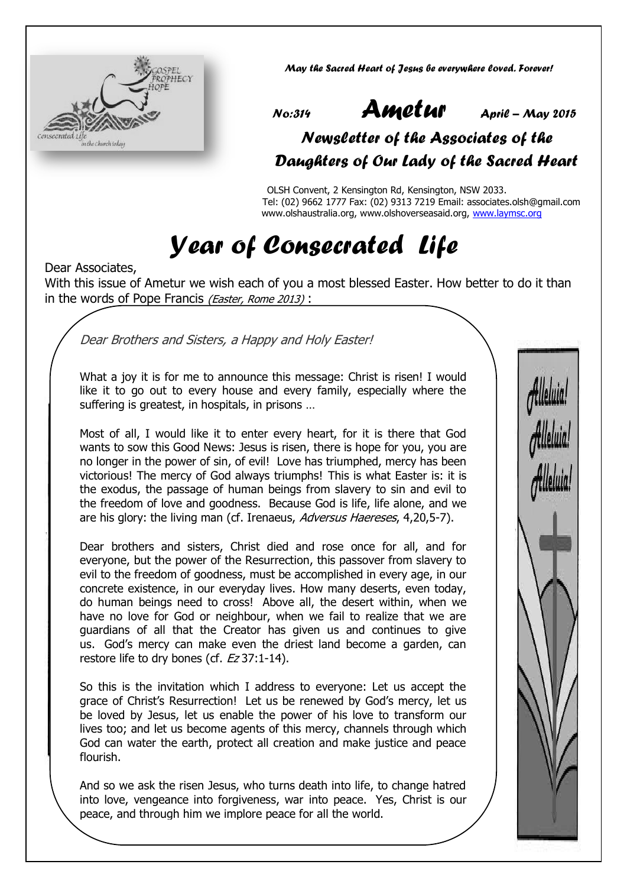*May the Sacred Heart of Jesus be everywhere loved. Forever!*

*No:314* **Ametur** *April – May 2015*

## *Newsletter of the Associates of the Daughters of Our Lady of the Sacred Heart*

OLSH Convent, 2 Kensington Rd, Kensington, NSW 2033.
Tel: (02) 9662 1777 Fax: (02) 9313 7219 Email: associates.olsh@gmail.com
www.olshaustralia.org, www.olshoverseasaid.org, www.laymsc.org

# *Year of Consecrated Life*

Dear Associates,

With this issue of Ametur we wish each of you a most blessed Easter. How better to do it than in the words of Pope Francis *(Easter, Rome 2013)* :

*Dear Brothers and Sisters, a Happy and Holy Easter!*

What a joy it is for me to announce this message: Christ is risen! I would like it to go out to every house and every family, especially where the suffering is greatest, in hospitals, in prisons …

Most of all, I would like it to enter every heart, for it is there that God wants to sow this Good News: Jesus is risen, there is hope for you, you are no longer in the power of sin, of evil! Love has triumphed, mercy has been victorious! The mercy of God always triumphs! This is what Easter is: it is the exodus, the passage of human beings from slavery to sin and evil to the freedom of love and goodness. Because God is life, life alone, and we are his glory: the living man (cf. Irenaeus, *Adversus Haereses*, 4,20,5-7).

Dear brothers and sisters, Christ died and rose once for all, and for everyone, but the power of the Resurrection, this passover from slavery to evil to the freedom of goodness, must be accomplished in every age, in our concrete existence, in our everyday lives. How many deserts, even today, do human beings need to cross! Above all, the desert within, when we have no love for God or neighbour, when we fail to realize that we are guardians of all that the Creator has given us and continues to give us. God's mercy can make even the driest land become a garden, can restore life to dry bones (cf. *Ez* 37:1-14).

So this is the invitation which I address to everyone: Let us accept the grace of Christ's Resurrection! Let us be renewed by God's mercy, let us be loved by Jesus, let us enable the power of his love to transform our lives too; and let us become agents of this mercy, channels through which God can water the earth, protect all creation and make justice and peace flourish.

And so we ask the risen Jesus, who turns death into life, to change hatred into love, vengeance into forgiveness, war into peace. Yes, Christ is our peace, and through him we implore peace for all the world.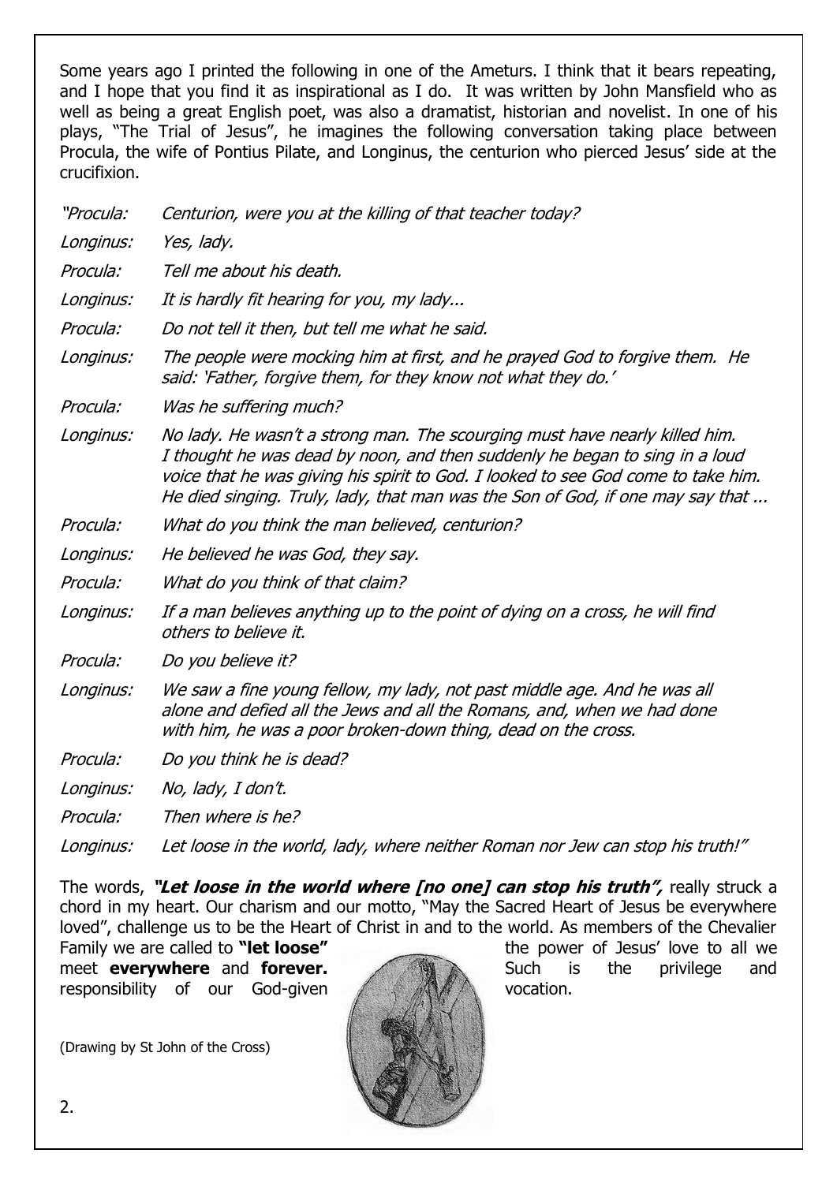Some years ago I printed the following in one of the Ameturs. I think that it bears repeating, and I hope that you find it as inspirational as I do. It was written by John Mansfield who as well as being a great English poet, was also a dramatist, historian and novelist. In one of his plays, "The Trial of Jesus", he imagines the following conversation taking place between Procula, the wife of Pontius Pilate, and Longinus, the centurion who pierced Jesus' side at the crucifixion.

*"Procula:* *Centurion, were you at the killing of that teacher today?*

*Longinus:* *Yes, lady.*

*Procula:* *Tell me about his death.*

*Longinus:* *It is hardly fit hearing for you, my lady...*

*Procula:* *Do not tell it then, but tell me what he said.*

*Longinus:* *The people were mocking him at first, and he prayed God to forgive them. He said: 'Father, forgive them, for they know not what they do.'*

*Procula:* *Was he suffering much?*

*Longinus:* *No lady. He wasn't a strong man. The scourging must have nearly killed him. I thought he was dead by noon, and then suddenly he began to sing in a loud voice that he was giving his spirit to God. I looked to see God come to take him. He died singing. Truly, lady, that man was the Son of God, if one may say that ...*

*Procula:* *What do you think the man believed, centurion?*

*Longinus:* *He believed he was God, they say.*

*Procula:* *What do you think of that claim?*

*Longinus:* *If a man believes anything up to the point of dying on a cross, he will find others to believe it.*

*Procula:* *Do you believe it?*

*Longinus:* *We saw a fine young fellow, my lady, not past middle age. And he was all alone and defied all the Jews and all the Romans, and, when we had done with him, he was a poor broken-down thing, dead on the cross.*

*Procula:* *Do you think he is dead?*

*Longinus:* *No, lady, I don't.*

*Procula:* *Then where is he?*

*Longinus:* *Let loose in the world, lady, where neither Roman nor Jew can stop his truth!"*

The words, ***"Let loose in the world where [no one] can stop his truth",*** really struck a chord in my heart. Our charism and our motto, "May the Sacred Heart of Jesus be everywhere loved", challenge us to be the Heart of Christ in and to the world. As members of the Chevalier Family we are called to **"let loose"** the power of Jesus' love to all we meet **everywhere** and **forever.** Such is the privilege and responsibility of our God-given vocation.

(Drawing by St John of the Cross)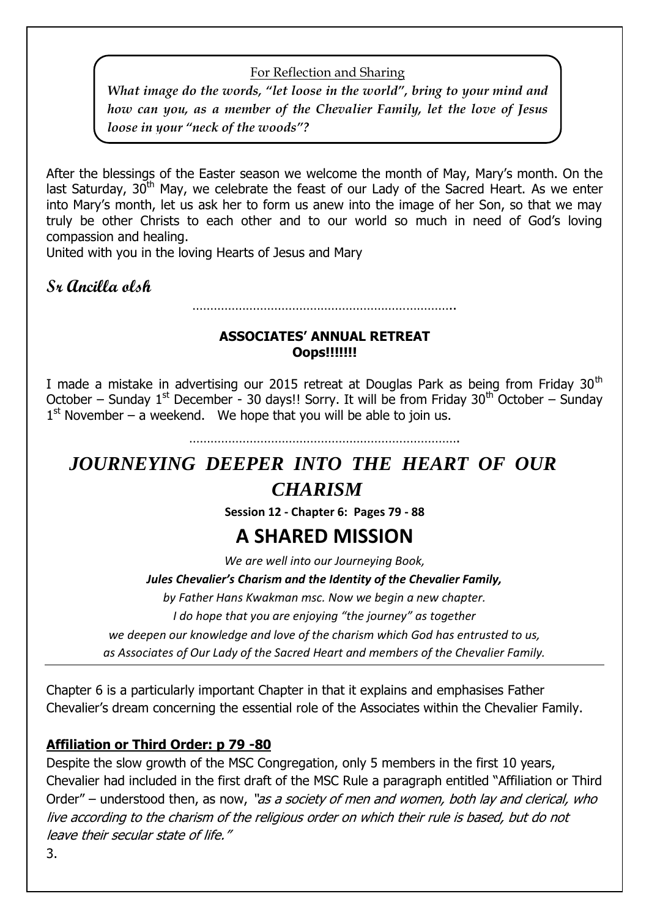For Reflection and Sharing

***What image do the words, "let loose in the world", bring to your mind and how can you, as a member of the Chevalier Family, let the love of Jesus loose in your "neck of the woods"?***

After the blessings of the Easter season we welcome the month of May, Mary's month. On the last Saturday, 30th May, we celebrate the feast of our Lady of the Sacred Heart. As we enter into Mary's month, let us ask her to form us anew into the image of her Son, so that we may truly be other Christs to each other and to our world so much in need of God's loving compassion and healing.

United with you in the loving Hearts of Jesus and Mary

**Sr Ancilla olsh**

…………………………………………………………………..

**ASSOCIATES' ANNUAL RETREAT**
**Oops!!!!!!**

I made a mistake in advertising our 2015 retreat at Douglas Park as being from Friday 30th October – Sunday 1st December - 30 days!! Sorry. It will be from Friday 30th October – Sunday 1st November – a weekend. We hope that you will be able to join us.

…………………………………………………………………….

# *JOURNEYING DEEPER INTO THE HEART OF OUR CHARISM*

**Session 12 - Chapter 6: Pages 79 - 88**

## A SHARED MISSION

*We are well into our Journeying Book,*

***Jules Chevalier's Charism and the Identity of the Chevalier Family,***

*by Father Hans Kwakman msc. Now we begin a new chapter.*

*I do hope that you are enjoying "the journey" as together*

*we deepen our knowledge and love of the charism which God has entrusted to us,*

*as Associates of Our Lady of the Sacred Heart and members of the Chevalier Family.*

Chapter 6 is a particularly important Chapter in that it explains and emphasises Father Chevalier's dream concerning the essential role of the Associates within the Chevalier Family.

### Affiliation or Third Order: p 79 -80

Despite the slow growth of the MSC Congregation, only 5 members in the first 10 years, Chevalier had included in the first draft of the MSC Rule a paragraph entitled "Affiliation or Third Order" – understood then, as now, *"as a society of men and women, both lay and clerical, who live according to the charism of the religious order on which their rule is based, but do not leave their secular state of life."*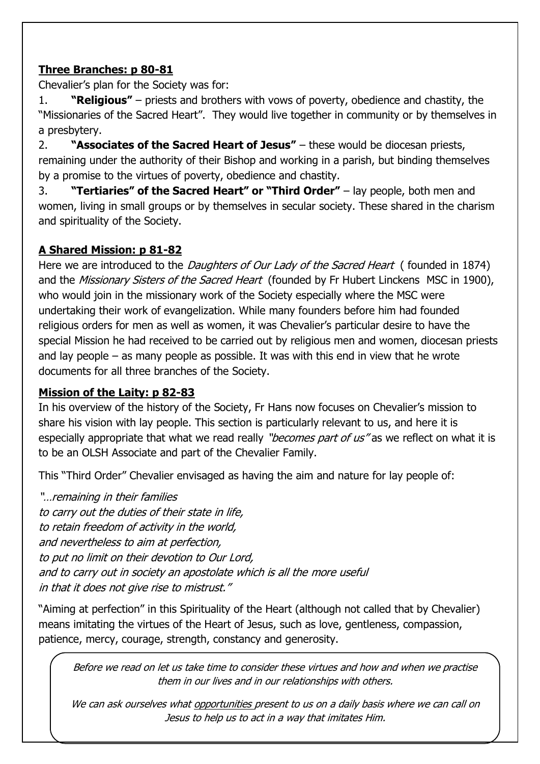## **Three Branches: p 80-81**

Chevalier's plan for the Society was for:

1. **"Religious"** – priests and brothers with vows of poverty, obedience and chastity, the "Missionaries of the Sacred Heart". They would live together in community or by themselves in a presbytery.
2. **"Associates of the Sacred Heart of Jesus"** – these would be diocesan priests, remaining under the authority of their Bishop and working in a parish, but binding themselves by a promise to the virtues of poverty, obedience and chastity.
3. **"Tertiaries" of the Sacred Heart" or "Third Order"** – lay people, both men and women, living in small groups or by themselves in secular society. These shared in the charism and spirituality of the Society.

## **A Shared Mission: p 81-82**

Here we are introduced to the *Daughters of Our Lady of the Sacred Heart* ( founded in 1874) and the *Missionary Sisters of the Sacred Heart* (founded by Fr Hubert Linckens MSC in 1900), who would join in the missionary work of the Society especially where the MSC were undertaking their work of evangelization. While many founders before him had founded religious orders for men as well as women, it was Chevalier's particular desire to have the special Mission he had received to be carried out by religious men and women, diocesan priests and lay people – as many people as possible. It was with this end in view that he wrote documents for all three branches of the Society.

## **Mission of the Laity: p 82-83**

In his overview of the history of the Society, Fr Hans now focuses on Chevalier's mission to share his vision with lay people. This section is particularly relevant to us, and here it is especially appropriate that what we read really *"becomes part of us"* as we reflect on what it is to be an OLSH Associate and part of the Chevalier Family.

This "Third Order" Chevalier envisaged as having the aim and nature for lay people of:

*"…remaining in their families*
*to carry out the duties of their state in life,*
*to retain freedom of activity in the world,*
*and nevertheless to aim at perfection,*
*to put no limit on their devotion to Our Lord,*
*and to carry out in society an apostolate which is all the more useful*
*in that it does not give rise to mistrust."*

"Aiming at perfection" in this Spirituality of the Heart (although not called that by Chevalier) means imitating the virtues of the Heart of Jesus, such as love, gentleness, compassion, patience, mercy, courage, strength, constancy and generosity.

*Before we read on let us take time to consider these virtues and how and when we practise them in our lives and in our relationships with others.*

*We can ask ourselves what opportunities present to us on a daily basis where we can call on Jesus to help us to act in a way that imitates Him.*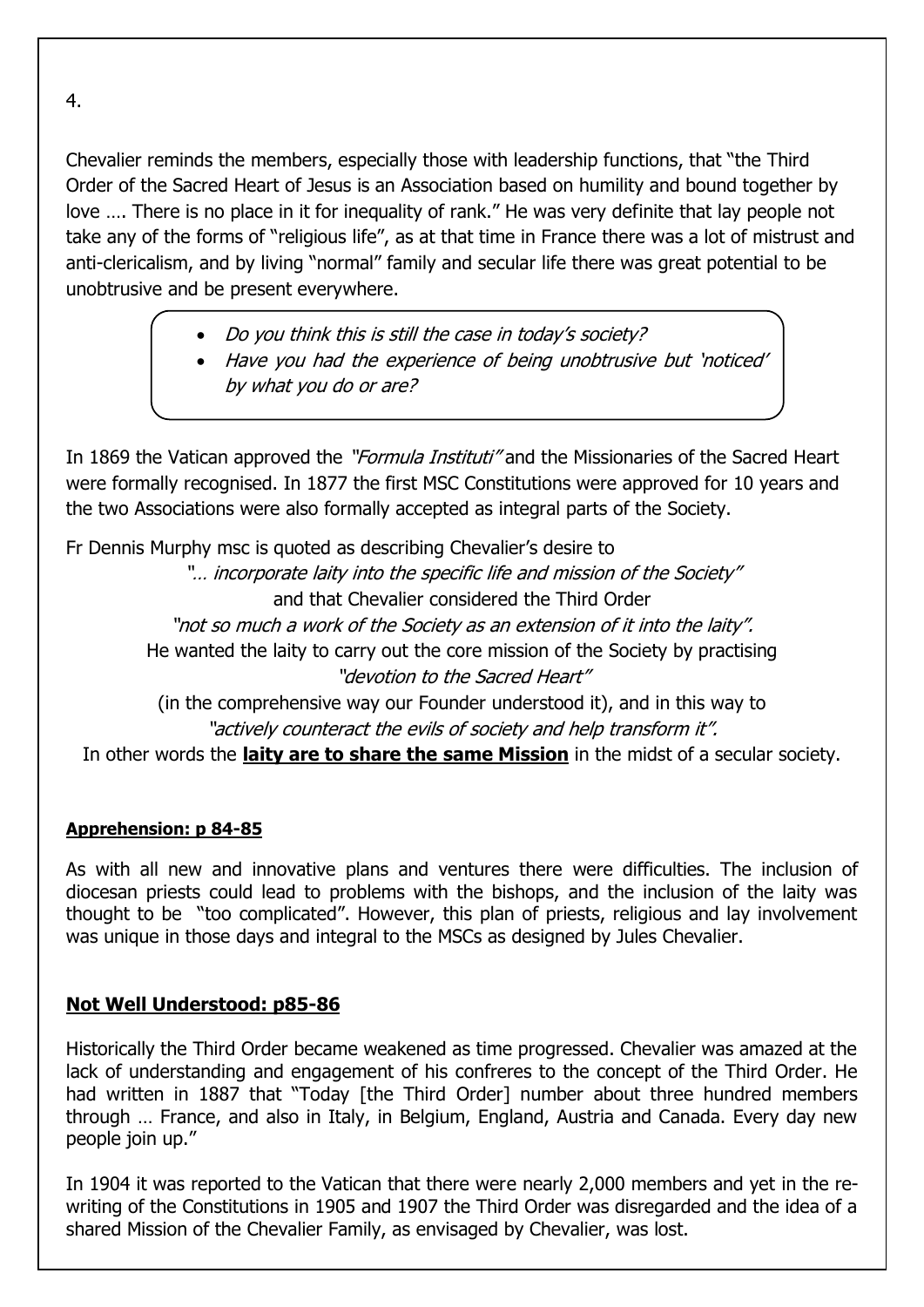4.

Chevalier reminds the members, especially those with leadership functions, that "the Third Order of the Sacred Heart of Jesus is an Association based on humility and bound together by love …. There is no place in it for inequality of rank." He was very definite that lay people not take any of the forms of "religious life", as at that time in France there was a lot of mistrust and anti-clericalism, and by living "normal" family and secular life there was great potential to be unobtrusive and be present everywhere.

- *Do you think this is still the case in today's society?*
- *Have you had the experience of being unobtrusive but 'noticed' by what you do or are?*

In 1869 the Vatican approved the *"Formula Instituti"* and the Missionaries of the Sacred Heart were formally recognised. In 1877 the first MSC Constitutions were approved for 10 years and the two Associations were also formally accepted as integral parts of the Society.

Fr Dennis Murphy msc is quoted as describing Chevalier's desire to

*"… incorporate laity into the specific life and mission of the Society"*

and that Chevalier considered the Third Order

*"not so much a work of the Society as an extension of it into the laity".*

He wanted the laity to carry out the core mission of the Society by practising

*"devotion to the Sacred Heart"*

(in the comprehensive way our Founder understood it), and in this way to

*"actively counteract the evils of society and help transform it".*

In other words the **laity are to share the same Mission** in the midst of a secular society.

**Apprehension: p 84-85**

As with all new and innovative plans and ventures there were difficulties. The inclusion of diocesan priests could lead to problems with the bishops, and the inclusion of the laity was thought to be "too complicated". However, this plan of priests, religious and lay involvement was unique in those days and integral to the MSCs as designed by Jules Chevalier.

**Not Well Understood: p85-86**

Historically the Third Order became weakened as time progressed. Chevalier was amazed at the lack of understanding and engagement of his confreres to the concept of the Third Order. He had written in 1887 that "Today [the Third Order] number about three hundred members through … France, and also in Italy, in Belgium, England, Austria and Canada. Every day new people join up."

In 1904 it was reported to the Vatican that there were nearly 2,000 members and yet in the re-writing of the Constitutions in 1905 and 1907 the Third Order was disregarded and the idea of a shared Mission of the Chevalier Family, as envisaged by Chevalier, was lost.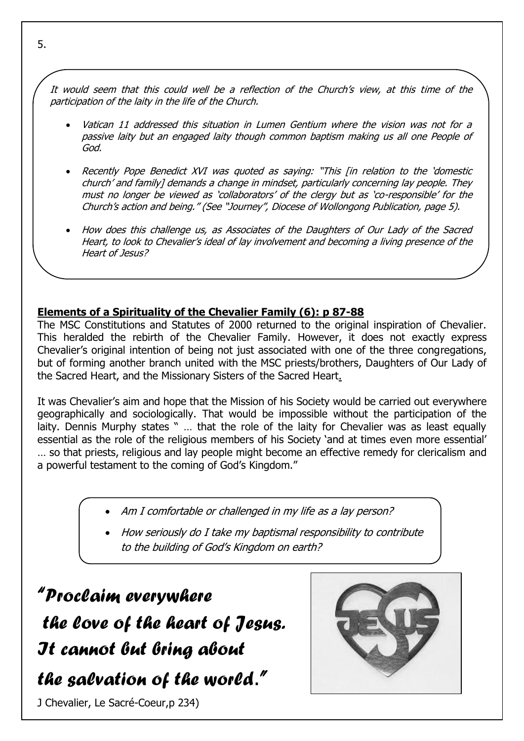*It would seem that this could well be a reflection of the Church's view, at this time of the participation of the laity in the life of the Church.*

- *Vatican 11 addressed this situation in Lumen Gentium where the vision was not for a passive laity but an engaged laity though common baptism making us all one People of God.*
- *Recently Pope Benedict XVI was quoted as saying: "This [in relation to the 'domestic church' and family] demands a change in mindset, particularly concerning lay people. They must no longer be viewed as 'collaborators' of the clergy but as 'co-responsible' for the Church's action and being." (See "Journey", Diocese of Wollongong Publication, page 5).*
- *How does this challenge us, as Associates of the Daughters of Our Lady of the Sacred Heart, to look to Chevalier's ideal of lay involvement and becoming a living presence of the Heart of Jesus?*

## **Elements of a Spirituality of the Chevalier Family (6): p 87-88**

The MSC Constitutions and Statutes of 2000 returned to the original inspiration of Chevalier. This heralded the rebirth of the Chevalier Family. However, it does not exactly express Chevalier's original intention of being not just associated with one of the three congregations, but of forming another branch united with the MSC priests/brothers, Daughters of Our Lady of the Sacred Heart, and the Missionary Sisters of the Sacred Heart.

It was Chevalier's aim and hope that the Mission of his Society would be carried out everywhere geographically and sociologically. That would be impossible without the participation of the laity. Dennis Murphy states " … that the role of the laity for Chevalier was as least equally essential as the role of the religious members of his Society 'and at times even more essential' … so that priests, religious and lay people might become an effective remedy for clericalism and a powerful testament to the coming of God's Kingdom."

- *Am I comfortable or challenged in my life as a lay person?*
- *How seriously do I take my baptismal responsibility to contribute to the building of God's Kingdom on earth?*

***"Proclaim everywhere the love of the heart of Jesus. It cannot but bring about the salvation of the world."***

J Chevalier, Le Sacré-Coeur,p 234)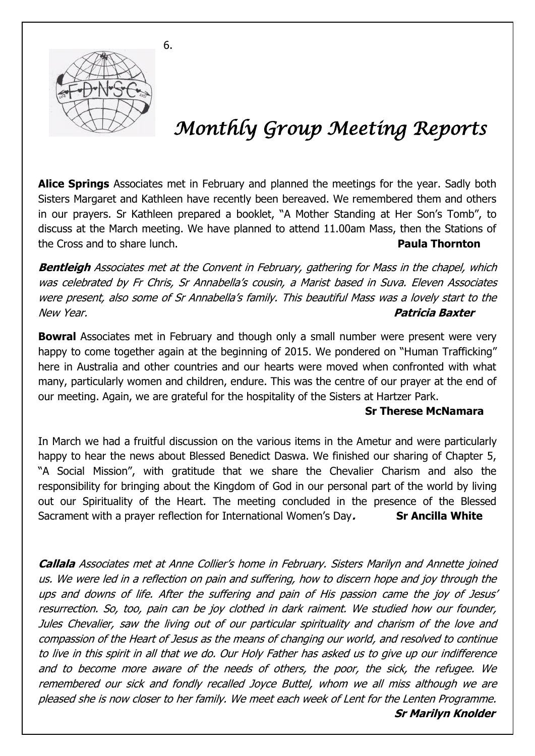# *Monthly Group Meeting Reports*

**Alice Springs** Associates met in February and planned the meetings for the year. Sadly both Sisters Margaret and Kathleen have recently been bereaved. We remembered them and others in our prayers. Sr Kathleen prepared a booklet, "A Mother Standing at Her Son's Tomb", to discuss at the March meeting. We have planned to attend 11.00am Mass, then the Stations of the Cross and to share lunch. **Paula Thornton**

***Bentleigh*** *Associates met at the Convent in February, gathering for Mass in the chapel, which was celebrated by Fr Chris, Sr Annabella's cousin, a Marist based in Suva. Eleven Associates were present, also some of Sr Annabella's family. This beautiful Mass was a lovely start to the New Year.* ***Patricia Baxter***

**Bowral** Associates met in February and though only a small number were present were very happy to come together again at the beginning of 2015. We pondered on "Human Trafficking" here in Australia and other countries and our hearts were moved when confronted with what many, particularly women and children, endure. This was the centre of our prayer at the end of our meeting. Again, we are grateful for the hospitality of the Sisters at Hartzer Park.

**Sr Therese McNamara**

In March we had a fruitful discussion on the various items in the Ametur and were particularly happy to hear the news about Blessed Benedict Daswa. We finished our sharing of Chapter 5, "A Social Mission", with gratitude that we share the Chevalier Charism and also the responsibility for bringing about the Kingdom of God in our personal part of the world by living out our Spirituality of the Heart. The meeting concluded in the presence of the Blessed Sacrament with a prayer reflection for International Women's Day. **Sr Ancilla White**

***Callala*** *Associates met at Anne Collier's home in February. Sisters Marilyn and Annette joined us. We were led in a reflection on pain and suffering, how to discern hope and joy through the ups and downs of life. After the suffering and pain of His passion came the joy of Jesus' resurrection. So, too, pain can be joy clothed in dark raiment. We studied how our founder, Jules Chevalier, saw the living out of our particular spirituality and charism of the love and compassion of the Heart of Jesus as the means of changing our world, and resolved to continue to live in this spirit in all that we do. Our Holy Father has asked us to give up our indifference and to become more aware of the needs of others, the poor, the sick, the refugee. We remembered our sick and fondly recalled Joyce Buttel, whom we all miss although we are pleased she is now closer to her family. We meet each week of Lent for the Lenten Programme.*

***Sr Marilyn Knolder***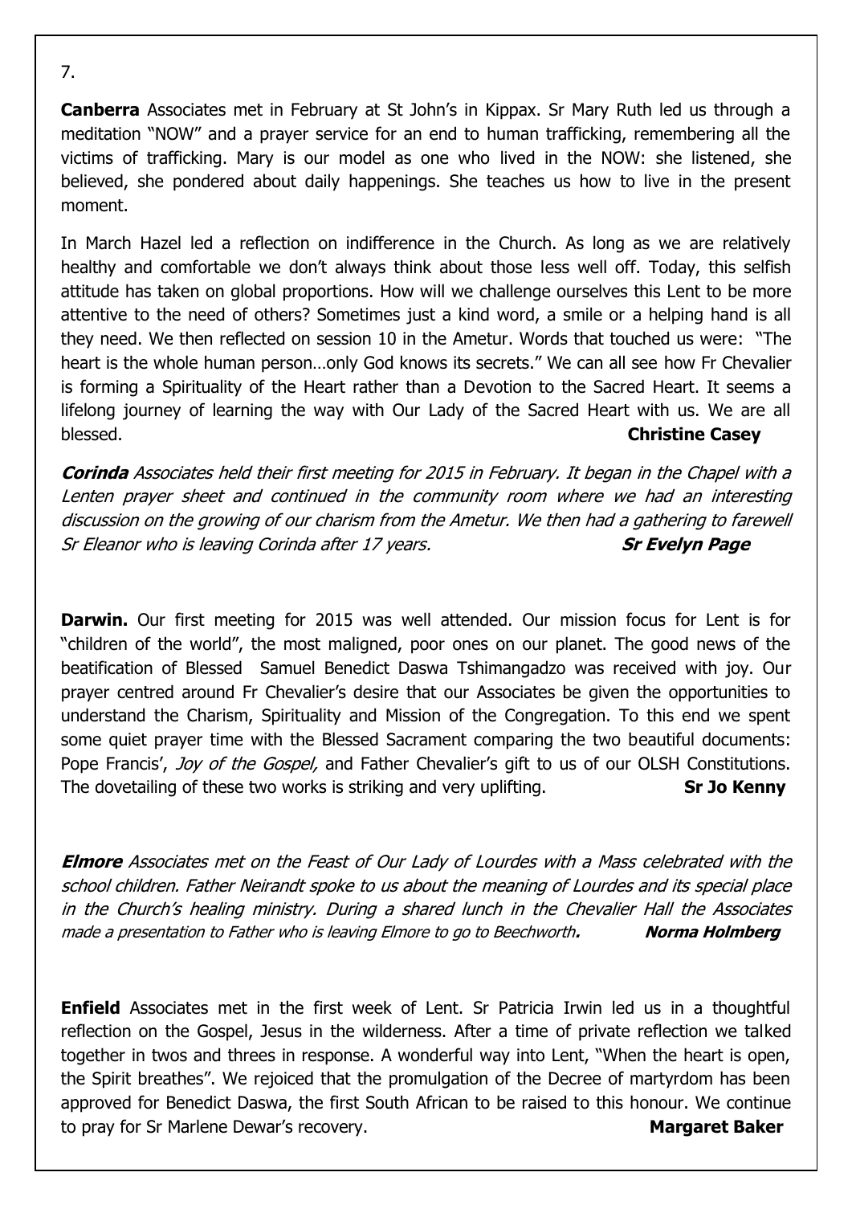**Canberra** Associates met in February at St John's in Kippax. Sr Mary Ruth led us through a meditation "NOW" and a prayer service for an end to human trafficking, remembering all the victims of trafficking. Mary is our model as one who lived in the NOW: she listened, she believed, she pondered about daily happenings. She teaches us how to live in the present moment.

In March Hazel led a reflection on indifference in the Church. As long as we are relatively healthy and comfortable we don't always think about those less well off. Today, this selfish attitude has taken on global proportions. How will we challenge ourselves this Lent to be more attentive to the need of others? Sometimes just a kind word, a smile or a helping hand is all they need. We then reflected on session 10 in the Ametur. Words that touched us were: "The heart is the whole human person…only God knows its secrets." We can all see how Fr Chevalier is forming a Spirituality of the Heart rather than a Devotion to the Sacred Heart. It seems a lifelong journey of learning the way with Our Lady of the Sacred Heart with us. We are all blessed. **Christine Casey**

***Corinda*** *Associates held their first meeting for 2015 in February. It began in the Chapel with a Lenten prayer sheet and continued in the community room where we had an interesting discussion on the growing of our charism from the Ametur. We then had a gathering to farewell Sr Eleanor who is leaving Corinda after 17 years.* ***Sr Evelyn Page***

**Darwin.** Our first meeting for 2015 was well attended. Our mission focus for Lent is for "children of the world", the most maligned, poor ones on our planet. The good news of the beatification of Blessed Samuel Benedict Daswa Tshimangadzo was received with joy. Our prayer centred around Fr Chevalier's desire that our Associates be given the opportunities to understand the Charism, Spirituality and Mission of the Congregation. To this end we spent some quiet prayer time with the Blessed Sacrament comparing the two beautiful documents: Pope Francis', *Joy of the Gospel,* and Father Chevalier's gift to us of our OLSH Constitutions. The dovetailing of these two works is striking and very uplifting. **Sr Jo Kenny**

***Elmore*** *Associates met on the Feast of Our Lady of Lourdes with a Mass celebrated with the school children. Father Neirandt spoke to us about the meaning of Lourdes and its special place in the Church's healing ministry. During a shared lunch in the Chevalier Hall the Associates made a presentation to Father who is leaving Elmore to go to Beechworth.* ***Norma Holmberg***

**Enfield** Associates met in the first week of Lent. Sr Patricia Irwin led us in a thoughtful reflection on the Gospel, Jesus in the wilderness. After a time of private reflection we talked together in twos and threes in response. A wonderful way into Lent, "When the heart is open, the Spirit breathes". We rejoiced that the promulgation of the Decree of martyrdom has been approved for Benedict Daswa, the first South African to be raised to this honour. We continue to pray for Sr Marlene Dewar's recovery. **Margaret Baker**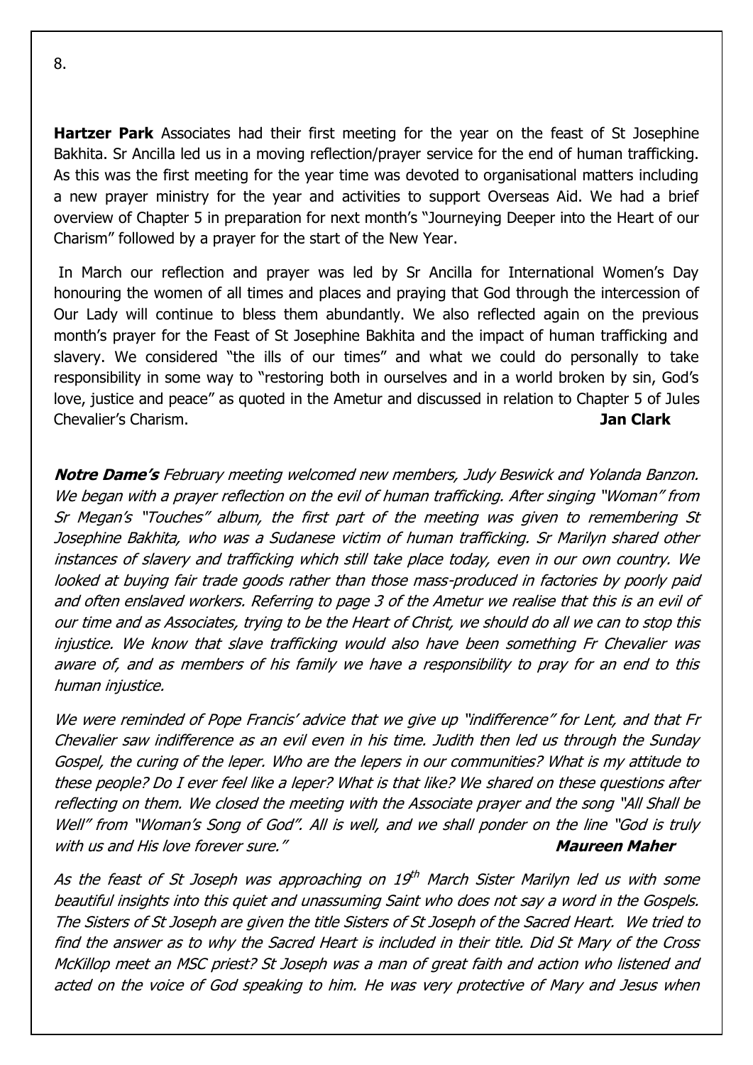**Hartzer Park** Associates had their first meeting for the year on the feast of St Josephine Bakhita. Sr Ancilla led us in a moving reflection/prayer service for the end of human trafficking. As this was the first meeting for the year time was devoted to organisational matters including a new prayer ministry for the year and activities to support Overseas Aid. We had a brief overview of Chapter 5 in preparation for next month's "Journeying Deeper into the Heart of our Charism" followed by a prayer for the start of the New Year.

In March our reflection and prayer was led by Sr Ancilla for International Women's Day honouring the women of all times and places and praying that God through the intercession of Our Lady will continue to bless them abundantly. We also reflected again on the previous month's prayer for the Feast of St Josephine Bakhita and the impact of human trafficking and slavery. We considered "the ills of our times" and what we could do personally to take responsibility in some way to "restoring both in ourselves and in a world broken by sin, God's love, justice and peace" as quoted in the Ametur and discussed in relation to Chapter 5 of Jules Chevalier's Charism. **Jan Clark**

***Notre Dame's*** *February meeting welcomed new members, Judy Beswick and Yolanda Banzon. We began with a prayer reflection on the evil of human trafficking. After singing "Woman" from Sr Megan's "Touches" album, the first part of the meeting was given to remembering St Josephine Bakhita, who was a Sudanese victim of human trafficking. Sr Marilyn shared other instances of slavery and trafficking which still take place today, even in our own country. We looked at buying fair trade goods rather than those mass-produced in factories by poorly paid and often enslaved workers. Referring to page 3 of the Ametur we realise that this is an evil of our time and as Associates, trying to be the Heart of Christ, we should do all we can to stop this injustice. We know that slave trafficking would also have been something Fr Chevalier was aware of, and as members of his family we have a responsibility to pray for an end to this human injustice.*

*We were reminded of Pope Francis' advice that we give up "indifference" for Lent, and that Fr Chevalier saw indifference as an evil even in his time. Judith then led us through the Sunday Gospel, the curing of the leper. Who are the lepers in our communities? What is my attitude to these people? Do I ever feel like a leper? What is that like? We shared on these questions after reflecting on them. We closed the meeting with the Associate prayer and the song "All Shall be Well" from "Woman's Song of God". All is well, and we shall ponder on the line "God is truly with us and His love forever sure."* ***Maureen Maher***

*As the feast of St Joseph was approaching on 19th March Sister Marilyn led us with some beautiful insights into this quiet and unassuming Saint who does not say a word in the Gospels. The Sisters of St Joseph are given the title Sisters of St Joseph of the Sacred Heart. We tried to find the answer as to why the Sacred Heart is included in their title. Did St Mary of the Cross McKillop meet an MSC priest? St Joseph was a man of great faith and action who listened and acted on the voice of God speaking to him. He was very protective of Mary and Jesus when*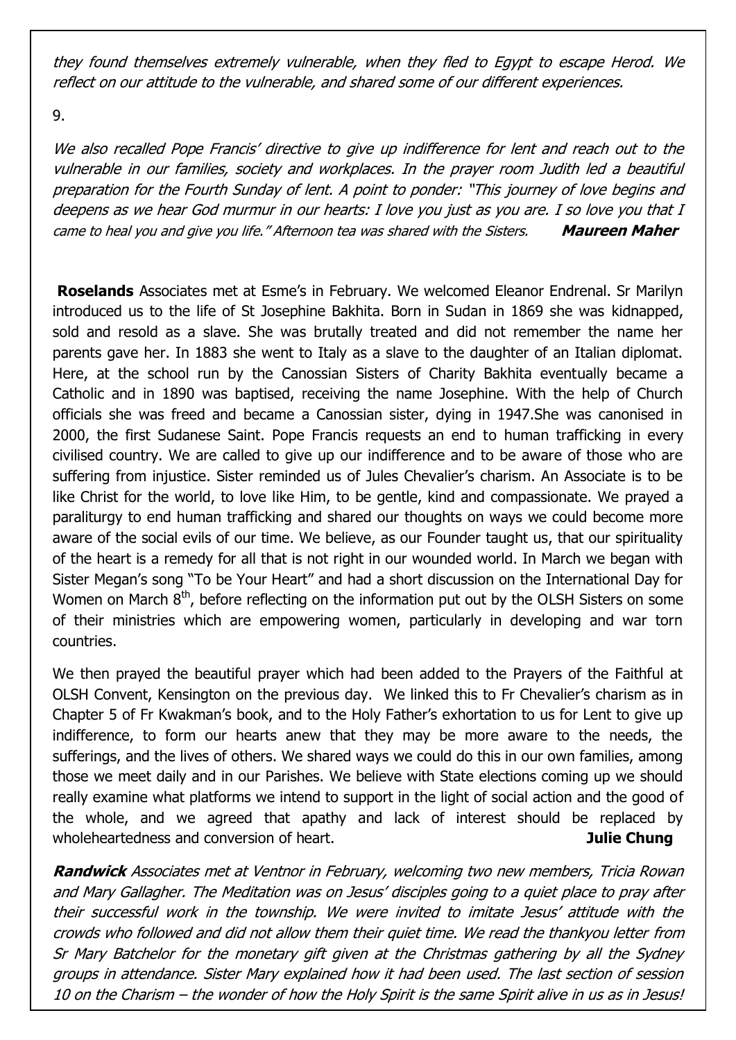*they found themselves extremely vulnerable, when they fled to Egypt to escape Herod. We reflect on our attitude to the vulnerable, and shared some of our different experiences.*

9.

*We also recalled Pope Francis' directive to give up indifference for lent and reach out to the vulnerable in our families, society and workplaces. In the prayer room Judith led a beautiful preparation for the Fourth Sunday of lent. A point to ponder: "This journey of love begins and deepens as we hear God murmur in our hearts: I love you just as you are. I so love you that I came to heal you and give you life." Afternoon tea was shared with the Sisters.* ***Maureen Maher***

**Roselands** Associates met at Esme's in February. We welcomed Eleanor Endrenal. Sr Marilyn introduced us to the life of St Josephine Bakhita. Born in Sudan in 1869 she was kidnapped, sold and resold as a slave. She was brutally treated and did not remember the name her parents gave her. In 1883 she went to Italy as a slave to the daughter of an Italian diplomat. Here, at the school run by the Canossian Sisters of Charity Bakhita eventually became a Catholic and in 1890 was baptised, receiving the name Josephine. With the help of Church officials she was freed and became a Canossian sister, dying in 1947.She was canonised in 2000, the first Sudanese Saint. Pope Francis requests an end to human trafficking in every civilised country. We are called to give up our indifference and to be aware of those who are suffering from injustice. Sister reminded us of Jules Chevalier's charism. An Associate is to be like Christ for the world, to love like Him, to be gentle, kind and compassionate. We prayed a paraliturgy to end human trafficking and shared our thoughts on ways we could become more aware of the social evils of our time. We believe, as our Founder taught us, that our spirituality of the heart is a remedy for all that is not right in our wounded world. In March we began with Sister Megan's song "To be Your Heart" and had a short discussion on the International Day for Women on March 8th, before reflecting on the information put out by the OLSH Sisters on some of their ministries which are empowering women, particularly in developing and war torn countries.

We then prayed the beautiful prayer which had been added to the Prayers of the Faithful at OLSH Convent, Kensington on the previous day. We linked this to Fr Chevalier's charism as in Chapter 5 of Fr Kwakman's book, and to the Holy Father's exhortation to us for Lent to give up indifference, to form our hearts anew that they may be more aware to the needs, the sufferings, and the lives of others. We shared ways we could do this in our own families, among those we meet daily and in our Parishes. We believe with State elections coming up we should really examine what platforms we intend to support in the light of social action and the good of the whole, and we agreed that apathy and lack of interest should be replaced by wholeheartedness and conversion of heart. **Julie Chung**

***Randwick*** *Associates met at Ventnor in February, welcoming two new members, Tricia Rowan and Mary Gallagher. The Meditation was on Jesus' disciples going to a quiet place to pray after their successful work in the township. We were invited to imitate Jesus' attitude with the crowds who followed and did not allow them their quiet time. We read the thankyou letter from Sr Mary Batchelor for the monetary gift given at the Christmas gathering by all the Sydney groups in attendance. Sister Mary explained how it had been used. The last section of session 10 on the Charism – the wonder of how the Holy Spirit is the same Spirit alive in us as in Jesus!*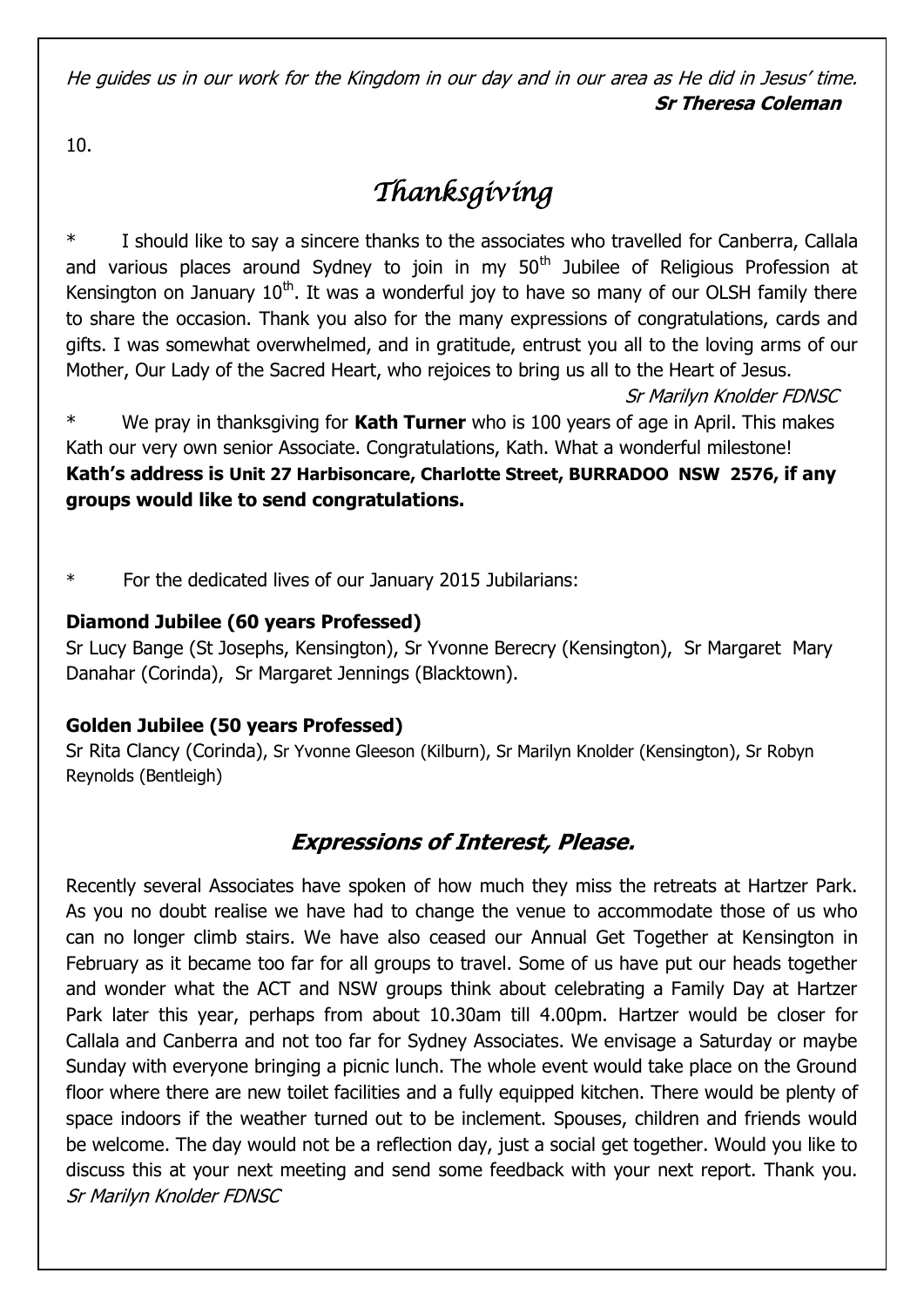*He guides us in our work for the Kingdom in our day and in our area as He did in Jesus' time.*
***Sr Theresa Coleman***

10.

# *Thanksgiving*

\* I should like to say a sincere thanks to the associates who travelled for Canberra, Callala and various places around Sydney to join in my 50th Jubilee of Religious Profession at Kensington on January 10th. It was a wonderful joy to have so many of our OLSH family there to share the occasion. Thank you also for the many expressions of congratulations, cards and gifts. I was somewhat overwhelmed, and in gratitude, entrust you all to the loving arms of our Mother, Our Lady of the Sacred Heart, who rejoices to bring us all to the Heart of Jesus.

*Sr Marilyn Knolder FDNSC*

\* We pray in thanksgiving for **Kath Turner** who is 100 years of age in April. This makes Kath our very own senior Associate. Congratulations, Kath. What a wonderful milestone!
**Kath's address is Unit 27 Harbisoncare, Charlotte Street, BURRADOO NSW 2576, if any groups would like to send congratulations.**

\* For the dedicated lives of our January 2015 Jubilarians:

**Diamond Jubilee (60 years Professed)**
Sr Lucy Bange (St Josephs, Kensington), Sr Yvonne Berecry (Kensington), Sr Margaret Mary Danahar (Corinda), Sr Margaret Jennings (Blacktown).

**Golden Jubilee (50 years Professed)**
Sr Rita Clancy (Corinda), Sr Yvonne Gleeson (Kilburn), Sr Marilyn Knolder (Kensington), Sr Robyn Reynolds (Bentleigh)

## ***Expressions of Interest, Please.***

Recently several Associates have spoken of how much they miss the retreats at Hartzer Park. As you no doubt realise we have had to change the venue to accommodate those of us who can no longer climb stairs. We have also ceased our Annual Get Together at Kensington in February as it became too far for all groups to travel. Some of us have put our heads together and wonder what the ACT and NSW groups think about celebrating a Family Day at Hartzer Park later this year, perhaps from about 10.30am till 4.00pm. Hartzer would be closer for Callala and Canberra and not too far for Sydney Associates. We envisage a Saturday or maybe Sunday with everyone bringing a picnic lunch. The whole event would take place on the Ground floor where there are new toilet facilities and a fully equipped kitchen. There would be plenty of space indoors if the weather turned out to be inclement. Spouses, children and friends would be welcome. The day would not be a reflection day, just a social get together. Would you like to discuss this at your next meeting and send some feedback with your next report. Thank you.
*Sr Marilyn Knolder FDNSC*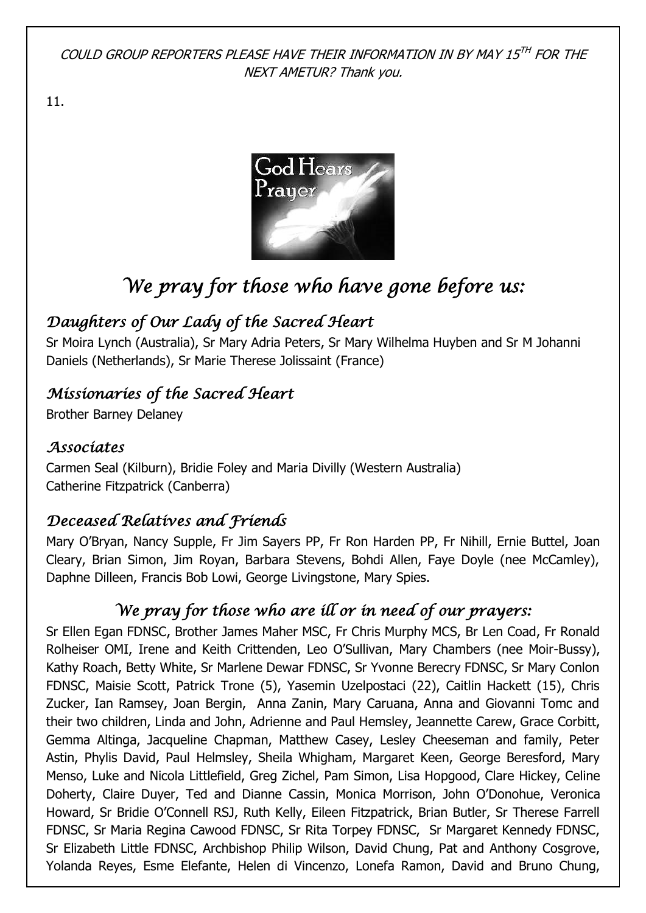*COULD GROUP REPORTERS PLEASE HAVE THEIR INFORMATION IN BY MAY 15TH FOR THE NEXT AMETUR? Thank you.*

11.

# *We pray for those who have gone before us:*

### *Daughters of Our Lady of the Sacred Heart*

Sr Moira Lynch (Australia), Sr Mary Adria Peters, Sr Mary Wilhelma Huyben and Sr M Johanni Daniels (Netherlands), Sr Marie Therese Jolissaint (France)

### *Missionaries of the Sacred Heart*

Brother Barney Delaney

### *Associates*

Carmen Seal (Kilburn), Bridie Foley and Maria Divilly (Western Australia)
Catherine Fitzpatrick (Canberra)

### *Deceased Relatives and Friends*

Mary O'Bryan, Nancy Supple, Fr Jim Sayers PP, Fr Ron Harden PP, Fr Nihill, Ernie Buttel, Joan Cleary, Brian Simon, Jim Royan, Barbara Stevens, Bohdi Allen, Faye Doyle (nee McCamley), Daphne Dilleen, Francis Bob Lowi, George Livingstone, Mary Spies.

## *We pray for those who are ill or in need of our prayers:*

Sr Ellen Egan FDNSC, Brother James Maher MSC, Fr Chris Murphy MCS, Br Len Coad, Fr Ronald Rolheiser OMI, Irene and Keith Crittenden, Leo O'Sullivan, Mary Chambers (nee Moir-Bussy), Kathy Roach, Betty White, Sr Marlene Dewar FDNSC, Sr Yvonne Berecry FDNSC, Sr Mary Conlon FDNSC, Maisie Scott, Patrick Trone (5), Yasemin Uzelpostaci (22), Caitlin Hackett (15), Chris Zucker, Ian Ramsey, Joan Bergin, Anna Zanin, Mary Caruana, Anna and Giovanni Tomc and their two children, Linda and John, Adrienne and Paul Hemsley, Jeannette Carew, Grace Corbitt, Gemma Altinga, Jacqueline Chapman, Matthew Casey, Lesley Cheeseman and family, Peter Astin, Phylis David, Paul Helmsley, Sheila Whigham, Margaret Keen, George Beresford, Mary Menso, Luke and Nicola Littlefield, Greg Zichel, Pam Simon, Lisa Hopgood, Clare Hickey, Celine Doherty, Claire Duyer, Ted and Dianne Cassin, Monica Morrison, John O'Donohue, Veronica Howard, Sr Bridie O'Connell RSJ, Ruth Kelly, Eileen Fitzpatrick, Brian Butler, Sr Therese Farrell FDNSC, Sr Maria Regina Cawood FDNSC, Sr Rita Torpey FDNSC, Sr Margaret Kennedy FDNSC, Sr Elizabeth Little FDNSC, Archbishop Philip Wilson, David Chung, Pat and Anthony Cosgrove, Yolanda Reyes, Esme Elefante, Helen di Vincenzo, Lonefa Ramon, David and Bruno Chung,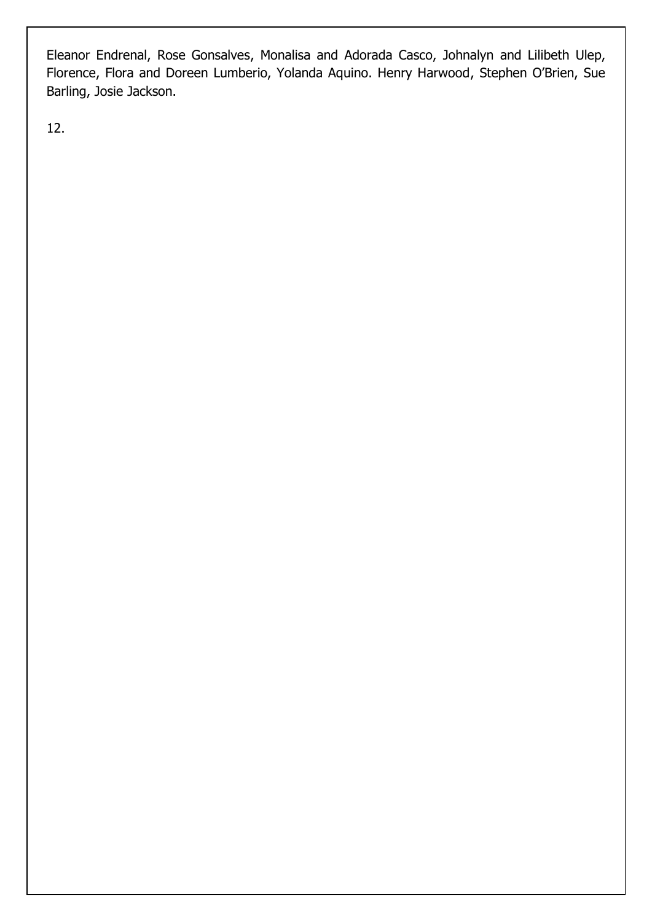Eleanor Endrenal, Rose Gonsalves, Monalisa and Adorada Casco, Johnalyn and Lilibeth Ulep, Florence, Flora and Doreen Lumberio, Yolanda Aquino. Henry Harwood, Stephen O'Brien, Sue Barling, Josie Jackson.

12.